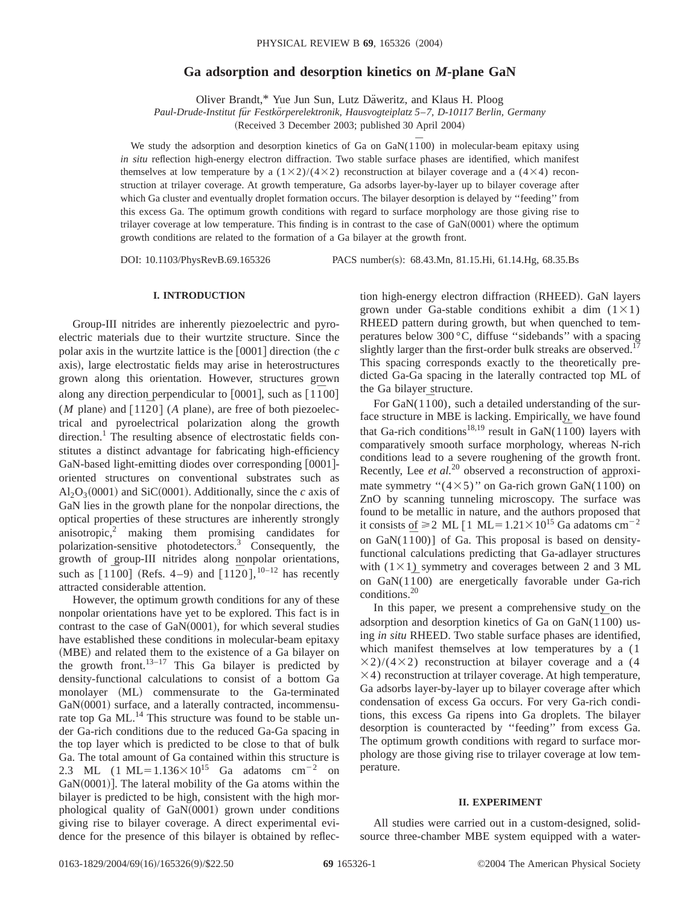# Ga adsorption and desorption kinetics on *M*-plane GaN

Oliver Brandt,* Yue Jun Sun, Lutz Däweritz, and Klaus H. Ploog

*Paul-Drude-Institut für Festkörperelektronik, Hausvogteiplatz 5–7, D-10117 Berlin, Germany*

(Received 3 December 2003; published 30 April 2004)

We study the adsorption and desorption kinetics of Ga on GaN$(1\bar{1}00)$ in molecular-beam epitaxy using *in situ* reflection high-energy electron diffraction. Two stable surface phases are identified, which manifest themselves at low temperature by a $(1\times2)/(4\times2)$ reconstruction at bilayer coverage and a $(4\times4)$ reconstruction at trilayer coverage. At growth temperature, Ga adsorbs layer-by-layer up to bilayer coverage after which Ga cluster and eventually droplet formation occurs. The bilayer desorption is delayed by ''feeding'' from this excess Ga. The optimum growth conditions with regard to surface morphology are those giving rise to trilayer coverage at low temperature. This finding is in contrast to the case of GaN(0001) where the optimum growth conditions are related to the formation of a Ga bilayer at the growth front.

DOI: 10.1103/PhysRevB.69.165326 PACS number(s): 68.43.Mn, 81.15.Hi, 61.14.Hg, 68.35.Bs

## I. INTRODUCTION

Group-III nitrides are inherently piezoelectric and pyroelectric materials due to their wurtzite structure. Since the polar axis in the wurtzite lattice is the [0001] direction (the *c* axis), large electrostatic fields may arise in heterostructures grown along this orientation. However, structures grown along any direction perpendicular to [0001], such as $[1\bar{1}00]$ (*M* plane) and $[11\bar{2}0]$ (*A* plane), are free of both piezoelectrical and pyroelectrical polarization along the growth direction.[1] The resulting absence of electrostatic fields constitutes a distinct advantage for fabricating high-efficiency GaN-based light-emitting diodes over corresponding [0001]-oriented structures on conventional substrates such as $Al_2O_3(0001)$ and SiC(0001). Additionally, since the *c* axis of GaN lies in the growth plane for the nonpolar directions, the optical properties of these structures are inherently strongly anisotropic,[2] making them promising candidates for polarization-sensitive photodetectors.[3] Consequently, the growth of group-III nitrides along nonpolar orientations, such as $[1\bar{1}00]$ (Refs. 4–9) and $[11\bar{2}0]$,[10–12] has recently attracted considerable attention.

However, the optimum growth conditions for any of these nonpolar orientations have yet to be explored. This fact is in contrast to the case of GaN(0001), for which several studies have established these conditions in molecular-beam epitaxy (MBE) and related them to the existence of a Ga bilayer on the growth front.[13–17] This Ga bilayer is predicted by density-functional calculations to consist of a bottom Ga monolayer (ML) commensurate to the Ga-terminated GaN(0001) surface, and a laterally contracted, incommensurate top Ga ML.[14] This structure was found to be stable under Ga-rich conditions due to the reduced Ga-Ga spacing in the top layer which is predicted to be close to that of bulk Ga. The total amount of Ga contained within this structure is 2.3 ML ($1\ \mathrm{ML}=1.136\times10^{15}$ Ga adatoms $\mathrm{cm}^{-2}$ on GaN(0001)]. The lateral mobility of the Ga atoms within the bilayer is predicted to be high, consistent with the high morphological quality of GaN(0001) grown under conditions giving rise to bilayer coverage. A direct experimental evidence for the presence of this bilayer is obtained by reflection high-energy electron diffraction (RHEED). GaN layers grown under Ga-stable conditions exhibit a dim $(1\times1)$ RHEED pattern during growth, but when quenched to temperatures below 300 °C, diffuse ''sidebands'' with a spacing slightly larger than the first-order bulk streaks are observed.[17] This spacing corresponds exactly to the theoretically predicted Ga-Ga spacing in the laterally contracted top ML of the Ga bilayer structure.

For GaN$(1\bar{1}00)$, such a detailed understanding of the surface structure in MBE is lacking. Empirically, we have found that Ga-rich conditions[18,19] result in GaN$(1\bar{1}00)$ layers with comparatively smooth surface morphology, whereas N-rich conditions lead to a severe roughening of the growth front. Recently, Lee *et al.*[20] observed a reconstruction of approximate symmetry ''$(4\times5)$'' on Ga-rich grown GaN$(1\bar{1}00)$ on ZnO by scanning tunneling microscopy. The surface was found to be metallic in nature, and the authors proposed that it consists of $\geq2$ ML [$1\ \mathrm{ML}=1.21\times10^{15}$ Ga adatoms $\mathrm{cm}^{-2}$ on GaN$(1\bar{1}00)$] of Ga. This proposal is based on density-functional calculations predicting that Ga-adlayer structures with $(1\times1)$ symmetry and coverages between 2 and 3 ML on GaN$(1\bar{1}00)$ are energetically favorable under Ga-rich conditions.[20]

In this paper, we present a comprehensive study on the adsorption and desorption kinetics of Ga on GaN$(1\bar{1}00)$ using *in situ* RHEED. Two stable surface phases are identified, which manifest themselves at low temperatures by a $(1\times2)/(4\times2)$ reconstruction at bilayer coverage and a $(4\times4)$ reconstruction at trilayer coverage. At high temperature, Ga adsorbs layer-by-layer up to bilayer coverage after which condensation of excess Ga occurs. For very Ga-rich conditions, this excess Ga ripens into Ga droplets. The bilayer desorption is counteracted by ''feeding'' from excess Ga. The optimum growth conditions with regard to surface morphology are those giving rise to trilayer coverage at low temperature.

## II. EXPERIMENT

All studies were carried out in a custom-designed, solid-source three-chamber MBE system equipped with a water-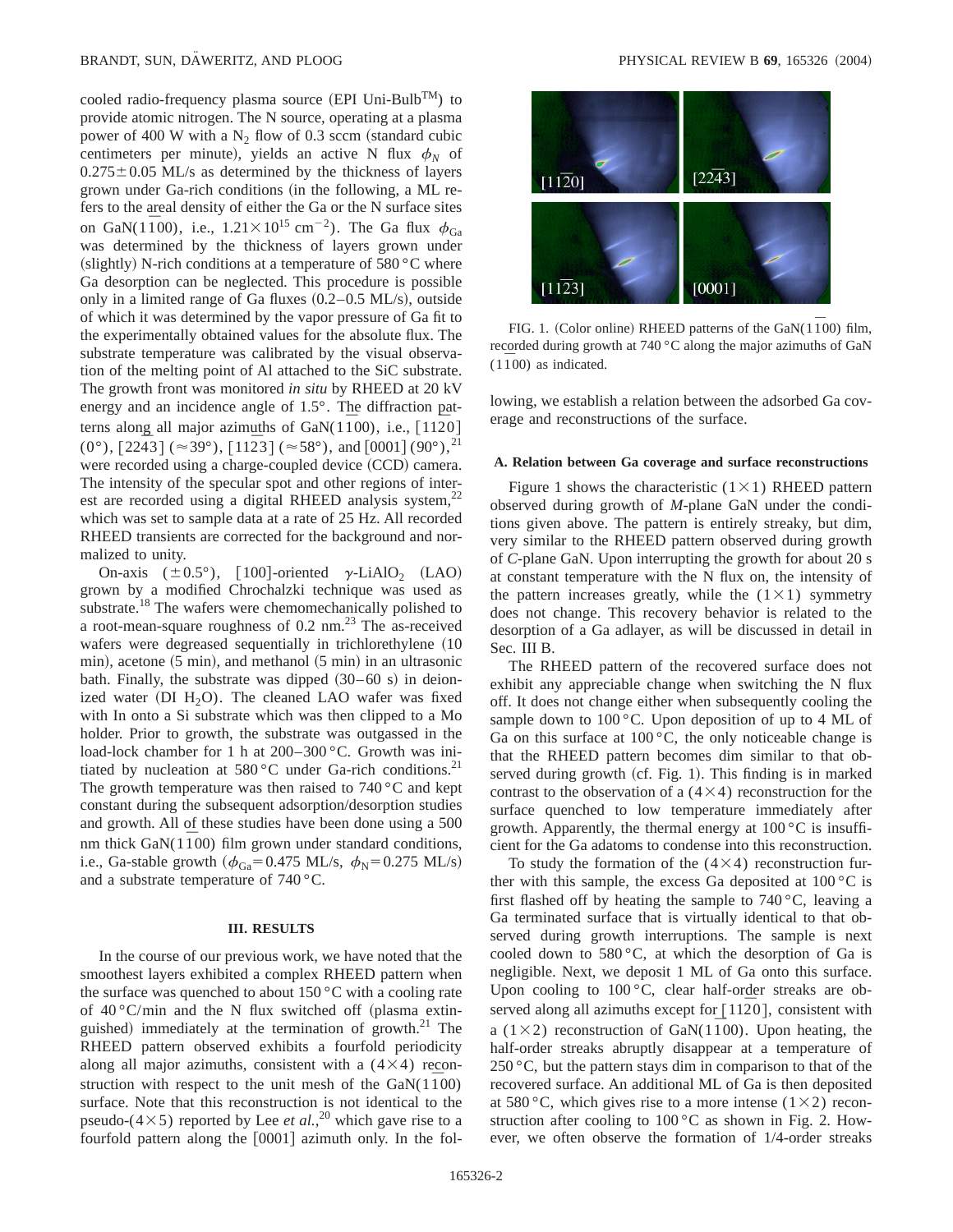cooled radio-frequency plasma source (EPI Uni-Bulb™) to provide atomic nitrogen. The N source, operating at a plasma power of 400 W with a $N_2$ flow of 0.3 sccm (standard cubic centimeters per minute), yields an active N flux $\phi_N$ of $0.275 \pm 0.05$ ML/s as determined by the thickness of layers grown under Ga-rich conditions (in the following, a ML refers to the areal density of either the Ga or the N surface sites on GaN($1\bar{1}00$), i.e., $1.21 \times 10^{15}$ cm$^{-2}$). The Ga flux $\phi_{Ga}$ was determined by the thickness of layers grown under (slightly) N-rich conditions at a temperature of 580 °C where Ga desorption can be neglected. This procedure is possible only in a limited range of Ga fluxes (0.2–0.5 ML/s), outside of which it was determined by the vapor pressure of Ga fit to the experimentally obtained values for the absolute flux. The substrate temperature was calibrated by the visual observation of the melting point of Al attached to the SiC substrate. The growth front was monitored *in situ* by RHEED at 20 kV energy and an incidence angle of 1.5°. The diffraction patterns along all major azimuths of GaN($1\bar{1}00$), i.e., [$11\bar{2}0$] (0°), [$22\bar{4}3$] (≈39°), [$11\bar{2}3$] (≈58°), and [0001] (90°),[21] were recorded using a charge-coupled device (CCD) camera. The intensity of the specular spot and other regions of interest are recorded using a digital RHEED analysis system,[22] which was set to sample data at a rate of 25 Hz. All recorded RHEED transients are corrected for the background and normalized to unity.

On-axis (±0.5°), [100]-oriented $\gamma$-$LiAlO_2$ (LAO) grown by a modified Chrochalzki technique was used as substrate.[18] The wafers were chemomechanically polished to a root-mean-square roughness of 0.2 nm.[23] The as-received wafers were degreased sequentially in trichlorethylene (10 min), acetone (5 min), and methanol (5 min) in an ultrasonic bath. Finally, the substrate was dipped (30–60 s) in deionized water (DI $H_2O$). The cleaned LAO wafer was fixed with In onto a Si substrate which was then clipped to a Mo holder. Prior to growth, the substrate was outgassed in the load-lock chamber for 1 h at 200–300 °C. Growth was initiated by nucleation at 580 °C under Ga-rich conditions.[21] The growth temperature was then raised to 740 °C and kept constant during the subsequent adsorption/desorption studies and growth. All of these studies have been done using a 500 nm thick GaN($1\bar{1}00$) film grown under standard conditions, i.e., Ga-stable growth ($\phi_{Ga} = 0.475$ ML/s, $\phi_N = 0.275$ ML/s) and a substrate temperature of 740 °C.

## III. RESULTS

In the course of our previous work, we have noted that the smoothest layers exhibited a complex RHEED pattern when the surface was quenched to about 150 °C with a cooling rate of 40 °C/min and the N flux switched off (plasma extinguished) immediately at the termination of growth.[21] The RHEED pattern observed exhibits a fourfold periodicity along all major azimuths, consistent with a (4×4) reconstruction with respect to the unit mesh of the GaN($1\bar{1}00$) surface. Note that this reconstruction is not identical to the pseudo-(4×5) reported by Lee *et al.*,[20] which gave rise to a fourfold pattern along the [0001] azimuth only. In the following, we establish a relation between the adsorbed Ga coverage and reconstructions of the surface.

[$11\bar{2}0$]

[$22\bar{4}3$]

[$11\bar{2}3$]

[0001]

FIG. 1. (Color online) RHEED patterns of the GaN($1\bar{1}00$) film, recorded during growth at 740 °C along the major azimuths of GaN ($1\bar{1}00$) as indicated.

### A. Relation between Ga coverage and surface reconstructions

Figure 1 shows the characteristic (1×1) RHEED pattern observed during growth of *M*-plane GaN under the conditions given above. The pattern is entirely streaky, but dim, very similar to the RHEED pattern observed during growth of *C*-plane GaN. Upon interrupting the growth for about 20 s at constant temperature with the N flux on, the intensity of the pattern increases greatly, while the (1×1) symmetry does not change. This recovery behavior is related to the desorption of a Ga adlayer, as will be discussed in detail in Sec. III B.

The RHEED pattern of the recovered surface does not exhibit any appreciable change when switching the N flux off. It does not change either when subsequently cooling the sample down to 100 °C. Upon deposition of up to 4 ML of Ga on this surface at 100 °C, the only noticeable change is that the RHEED pattern becomes dim similar to that observed during growth (cf. Fig. 1). This finding is in marked contrast to the observation of a (4×4) reconstruction for the surface quenched to low temperature immediately after growth. Apparently, the thermal energy at 100 °C is insufficient for the Ga adatoms to condense into this reconstruction.

To study the formation of the (4×4) reconstruction further with this sample, the excess Ga deposited at 100 °C is first flashed off by heating the sample to 740 °C, leaving a Ga terminated surface that is virtually identical to that observed during growth interruptions. The sample is next cooled down to 580 °C, at which the desorption of Ga is negligible. Next, we deposit 1 ML of Ga onto this surface. Upon cooling to 100 °C, clear half-order streaks are observed along all azimuths except for [$11\bar{2}0$], consistent with a (1×2) reconstruction of GaN($1\bar{1}00$). Upon heating, the half-order streaks abruptly disappear at a temperature of 250 °C, but the pattern stays dim in comparison to that of the recovered surface. An additional ML of Ga is then deposited at 580 °C, which gives rise to a more intense (1×2) reconstruction after cooling to 100 °C as shown in Fig. 2. However, we often observe the formation of 1/4-order streaks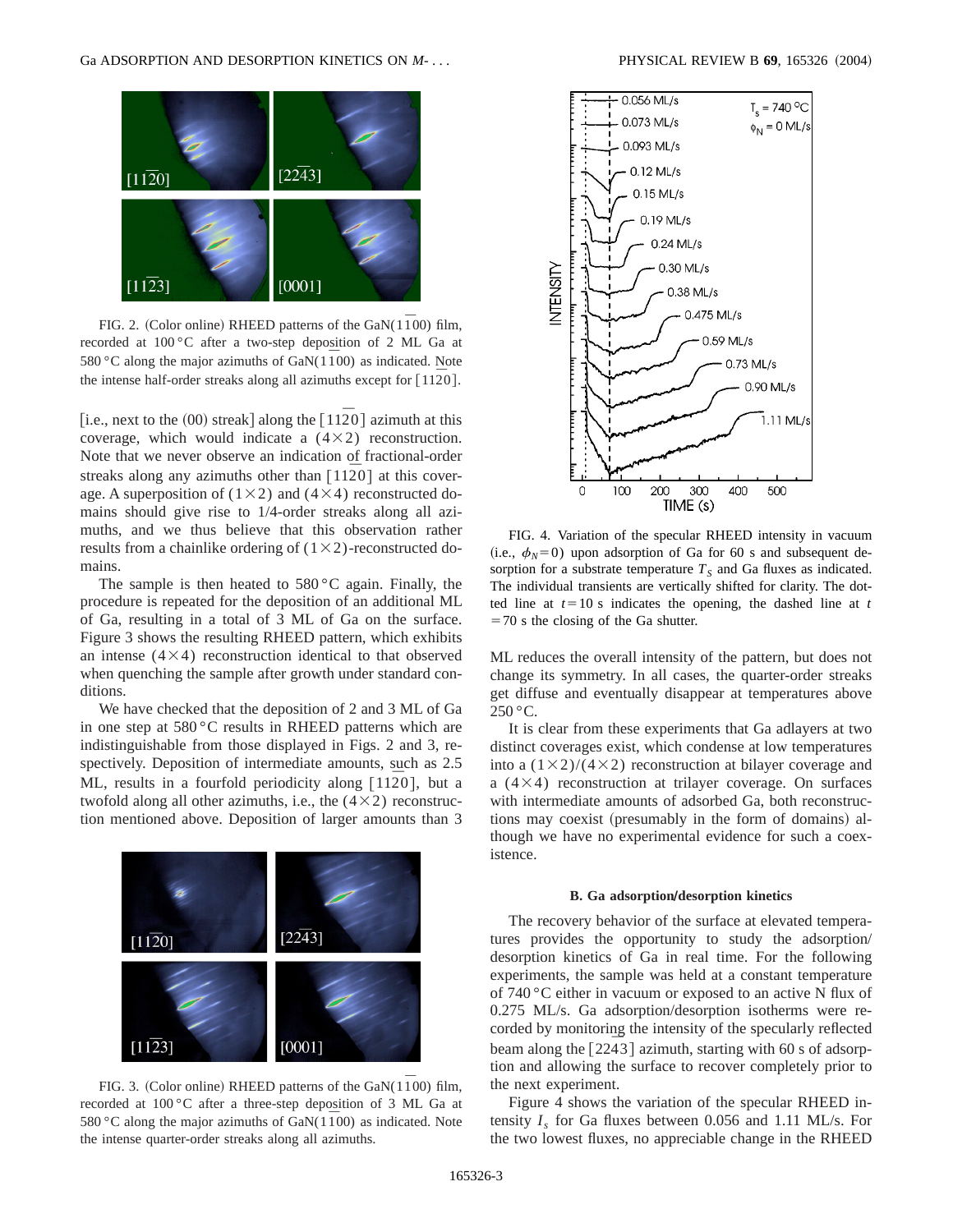[1100]

FIG. 2. (Color online) RHEED patterns of the GaN($1\bar{1}00$) film, recorded at 100 °C after a two-step deposition of 2 ML Ga at 580 °C along the major azimuths of GaN($1\bar{1}00$) as indicated. Note the intense half-order streaks along all azimuths except for [$11\bar{2}0$].

[i.e., next to the (00) streak] along the [$11\bar{2}0$] azimuth at this coverage, which would indicate a (4×2) reconstruction. Note that we never observe an indication of fractional-order streaks along any azimuths other than [$11\bar{2}0$] at this coverage. A superposition of (1×2) and (4×4) reconstructed domains should give rise to 1/4-order streaks along all azimuths, and we thus believe that this observation rather results from a chainlike ordering of (1×2)-reconstructed domains.

The sample is then heated to 580 °C again. Finally, the procedure is repeated for the deposition of an additional ML of Ga, resulting in a total of 3 ML of Ga on the surface. Figure 3 shows the resulting RHEED pattern, which exhibits an intense (4×4) reconstruction identical to that observed when quenching the sample after growth under standard conditions.

We have checked that the deposition of 2 and 3 ML of Ga in one step at 580 °C results in RHEED patterns which are indistinguishable from those displayed in Figs. 2 and 3, respectively. Deposition of intermediate amounts, such as 2.5 ML, results in a fourfold periodicity along [$11\bar{2}0$], but a twofold along all other azimuths, i.e., the (4×2) reconstruction mentioned above. Deposition of larger amounts than 3 ML reduces the overall intensity of the pattern, but does not change its symmetry. In all cases, the quarter-order streaks get diffuse and eventually disappear at temperatures above 250 °C.

FIG. 3. (Color online) RHEED patterns of the GaN($1\bar{1}00$) film, recorded at 100 °C after a three-step deposition of 3 ML Ga at 580 °C along the major azimuths of GaN($1\bar{1}00$) as indicated. Note the intense quarter-order streaks along all azimuths.

T_s = 740 °C
φ_N = 0 ML/s
0.056 ML/s
0.073 ML/s
0.093 ML/s
0.12 ML/s
0.15 ML/s
0.19 ML/s
0.24 ML/s
0.30 ML/s
0.38 ML/s
0.475 ML/s
0.59 ML/s
0.73 ML/s
0.90 ML/s
1.11 ML/s
INTENSITY
TIME (s)
0 100 200 300 400 500

FIG. 4. Variation of the specular RHEED intensity in vacuum (i.e., $\phi_N = 0$) upon adsorption of Ga for 60 s and subsequent desorption for a substrate temperature $T_S$ and Ga fluxes as indicated. The individual transients are vertically shifted for clarity. The dotted line at $t = 10$ s indicates the opening, the dashed line at $t = 70$ s the closing of the Ga shutter.

It is clear from these experiments that Ga adlayers at two distinct coverages exist, which condense at low temperatures into a (1×2)/(4×2) reconstruction at bilayer coverage and a (4×4) reconstruction at trilayer coverage. On surfaces with intermediate amounts of adsorbed Ga, both reconstructions may coexist (presumably in the form of domains) although we have no experimental evidence for such a coexistence.

### B. Ga adsorption/desorption kinetics

The recovery behavior of the surface at elevated temperatures provides the opportunity to study the adsorption/desorption kinetics of Ga in real time. For the following experiments, the sample was held at a constant temperature of 740 °C either in vacuum or exposed to an active N flux of 0.275 ML/s. Ga adsorption/desorption isotherms were recorded by monitoring the intensity of the specularly reflected beam along the [$22\bar{4}3$] azimuth, starting with 60 s of adsorption and allowing the surface to recover completely prior to the next experiment.

Figure 4 shows the variation of the specular RHEED intensity $I_s$ for Ga fluxes between 0.056 and 1.11 ML/s. For the two lowest fluxes, no appreciable change in the RHEED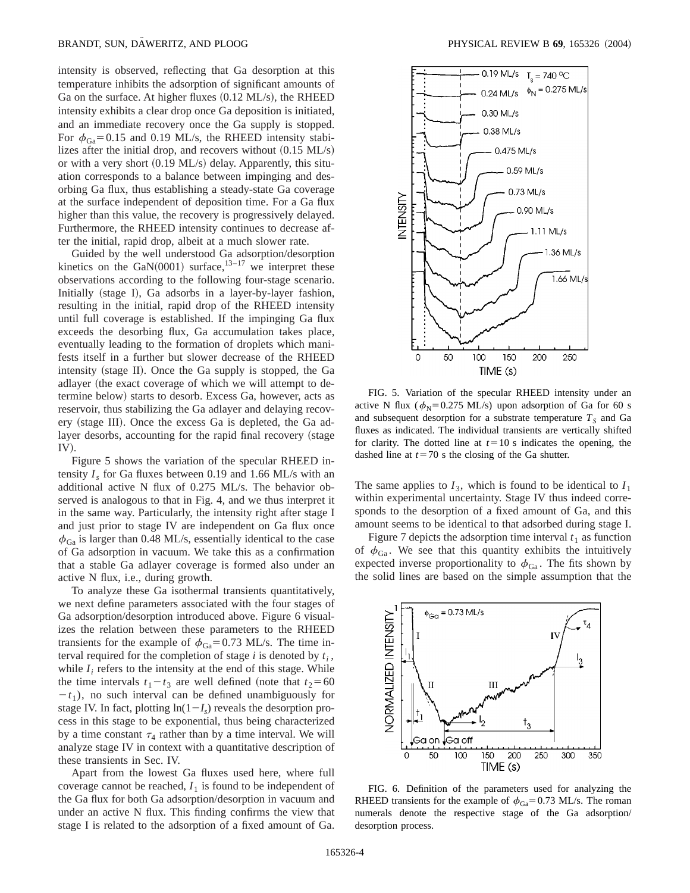intensity is observed, reflecting that Ga desorption at this temperature inhibits the adsorption of significant amounts of Ga on the surface. At higher fluxes (0.12 ML/s), the RHEED intensity exhibits a clear drop once Ga deposition is initiated, and an immediate recovery once the Ga supply is stopped. For $\phi_{Ga}=0.15$ and 0.19 ML/s, the RHEED intensity stabilizes after the initial drop, and recovers without (0.15 ML/s) or with a very short (0.19 ML/s) delay. Apparently, this situation corresponds to a balance between impinging and desorbing Ga flux, thus establishing a steady-state Ga coverage at the surface independent of deposition time. For a Ga flux higher than this value, the recovery is progressively delayed. Furthermore, the RHEED intensity continues to decrease after the initial, rapid drop, albeit at a much slower rate.

Guided by the well understood Ga adsorption/desorption kinetics on the GaN(0001) surface,[13–17] we interpret these observations according to the following four-stage scenario. Initially (stage I), Ga adsorbs in a layer-by-layer fashion, resulting in the initial, rapid drop of the RHEED intensity until full coverage is established. If the impinging Ga flux exceeds the desorbing flux, Ga accumulation takes place, eventually leading to the formation of droplets which manifests itself in a further but slower decrease of the RHEED intensity (stage II). Once the Ga supply is stopped, the Ga adlayer (the exact coverage of which we will attempt to determine below) starts to desorb. Excess Ga, however, acts as reservoir, thus stabilizing the Ga adlayer and delaying recovery (stage III). Once the excess Ga is depleted, the Ga adlayer desorbs, accounting for the rapid final recovery (stage IV).

Figure 5 shows the variation of the specular RHEED intensity $I_s$ for Ga fluxes between 0.19 and 1.66 ML/s with an additional active N flux of 0.275 ML/s. The behavior observed is analogous to that in Fig. 4, and we thus interpret it in the same way. Particularly, the intensity right after stage I and just prior to stage IV are independent on Ga flux once $\phi_{Ga}$ is larger than 0.48 ML/s, essentially identical to the case of Ga adsorption in vacuum. We take this as a confirmation that a stable Ga adlayer coverage is formed also under an active N flux, i.e., during growth.

To analyze these Ga isothermal transients quantitatively, we next define parameters associated with the four stages of Ga adsorption/desorption introduced above. Figure 6 visualizes the relation between these parameters to the RHEED transients for the example of $\phi_{Ga}=0.73$ ML/s. The time interval required for the completion of stage $i$ is denoted by $t_i$, while $I_i$ refers to the intensity at the end of this stage. While the time intervals $t_1-t_3$ are well defined (note that $t_2=60-t_1$), no such interval can be defined unambiguously for stage IV. In fact, plotting $\ln(1-I_s)$ reveals the desorption process in this stage to be exponential, thus being characterized by a time constant $\tau_4$ rather than by a time interval. We will analyze stage IV in context with a quantitative description of these transients in Sec. IV.

Apart from the lowest Ga fluxes used here, where full coverage cannot be reached, $I_1$ is found to be independent of the Ga flux for both Ga adsorption/desorption in vacuum and under an active N flux. This finding confirms the view that stage I is related to the adsorption of a fixed amount of Ga.

0.19 ML/s
$T_s$ = 740 °C
$\phi_N$ = 0.275 ML/s
0.24 ML/s
0.30 ML/s
0.38 ML/s
0.475 ML/s
0.59 ML/s
0.73 ML/s
0.90 ML/s
1.11 ML/s
1.36 ML/s
1.66 ML/s
INTENSITY
0 50 100 150 200 250
TIME (s)

FIG. 5. Variation of the specular RHEED intensity under an active N flux ($\phi_N=0.275$ ML/s) upon adsorption of Ga for 60 s and subsequent desorption for a substrate temperature $T_S$ and Ga fluxes as indicated. The individual transients are vertically shifted for clarity. The dotted line at $t=10$ s indicates the opening, the dashed line at $t=70$ s the closing of the Ga shutter.

The same applies to $I_3$, which is found to be identical to $I_1$ within experimental uncertainty. Stage IV thus indeed corresponds to the desorption of a fixed amount of Ga, and this amount seems to be identical to that adsorbed during stage I.

Figure 7 depicts the adsorption time interval $t_1$ as function of $\phi_{Ga}$. We see that this quantity exhibits the intuitively expected inverse proportionality to $\phi_{Ga}$. The fits shown by the solid lines are based on the simple assumption that the

$\phi_{Ga}$ = 0.73 ML/s
NORMALIZED INTENSITY
1
I
II
III
IV
$\tau_4$
$I_1$
$I_2$
$I_3$
$t_1$
$t_3$
Ga on
Ga off
0 50 100 150 200 250 300 350
TIME (s)

FIG. 6. Definition of the parameters used for analyzing the RHEED transients for the example of $\phi_{Ga}=0.73$ ML/s. The roman numerals denote the respective stage of the Ga adsorption/desorption process.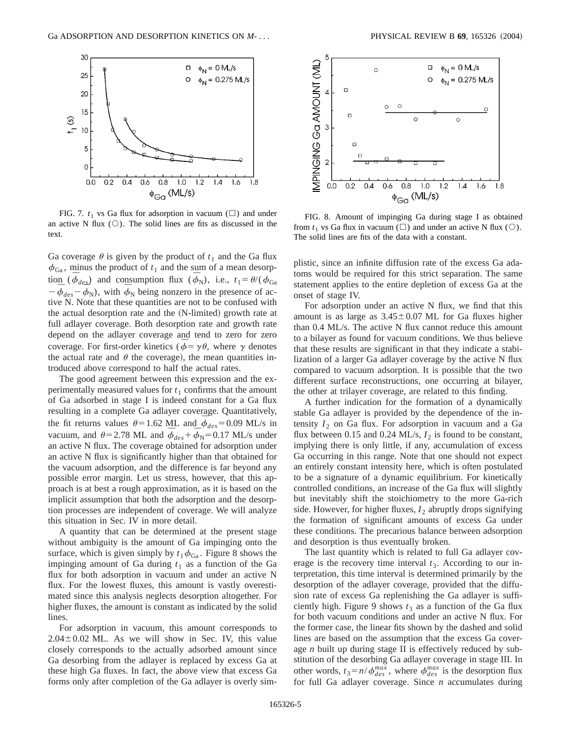30
25
20
15
10
5
0
$t_1$ (s)
0.0 0.2 0.4 0.6 0.8 1.0 1.2 1.4 1.6 1.8
$\phi_{Ga}$ (ML/s)
□ $\phi_N$ = 0 ML/s
○ $\phi_N$ = 0.275 ML/s

FIG. 7. $t_1$ vs Ga flux for adsorption in vacuum (□) and under an active N flux (○). The solid lines are fits as discussed in the text.

5
4
3
2
IMPINGING Ga AMOUNT (ML)
0.0 0.2 0.4 0.6 0.8 1.0 1.2 1.4 1.6 1.8
$\phi_{Ga}$ (ML/s)
□ $\phi_N$ = 0 ML/s
○ $\phi_N$ = 0.275 ML/s

FIG. 8. Amount of impinging Ga during stage I as obtained from $t_1$ vs Ga flux in vacuum (□) and under an active N flux (○). The solid lines are fits of the data with a constant.

Ga coverage $\theta$ is given by the product of $t_1$ and the Ga flux $\phi_{Ga}$, minus the product of $t_1$ and the sum of a mean desorption ($\bar{\phi}_{des}$) and consumption flux ($\bar{\phi}_N$), i.e., $t_1 = \theta/(\phi_{Ga} - \bar{\phi}_{des} - \bar{\phi}_N)$, with $\bar{\phi}_N$ being nonzero in the presence of active N. Note that these quantities are not to be confused with the actual desorption rate and the (N-limited) growth rate at full adlayer coverage. Both desorption rate and growth rate depend on the adlayer coverage and tend to zero for zero coverage. For first-order kinetics ($\phi = \gamma\theta$, where $\gamma$ denotes the actual rate and $\theta$ the coverage), the mean quantities introduced above correspond to half the actual rates.

The good agreement between this expression and the experimentally measured values for $t_1$ confirms that the amount of Ga adsorbed in stage I is indeed constant for a Ga flux resulting in a complete Ga adlayer coverage. Quantitatively, the fit returns values $\theta = 1.62$ ML and $\bar{\phi}_{des} = 0.09$ ML/s in vacuum, and $\theta = 2.78$ ML and $\bar{\phi}_{des} + \bar{\phi}_N = 0.17$ ML/s under an active N flux. The coverage obtained for adsorption under an active N flux is significantly higher than that obtained for the vacuum adsorption, and the difference is far beyond any possible error margin. Let us stress, however, that this approach is at best a rough approximation, as it is based on the implicit assumption that both the adsorption and the desorption processes are independent of coverage. We will analyze this situation in Sec. IV in more detail.

A quantity that can be determined at the present stage without ambiguity is the amount of Ga impinging onto the surface, which is given simply by $t_1\phi_{Ga}$. Figure 8 shows the impinging amount of Ga during $t_1$ as a function of the Ga flux for both adsorption in vacuum and under an active N flux. For the lowest fluxes, this amount is vastly overestimated since this analysis neglects desorption altogether. For higher fluxes, the amount is constant as indicated by the solid lines.

For adsorption in vacuum, this amount corresponds to $2.04 \pm 0.02$ ML. As we will show in Sec. IV, this value closely corresponds to the actually adsorbed amount since Ga desorbing from the adlayer is replaced by excess Ga at these high Ga fluxes. In fact, the above view that excess Ga forms only after completion of the Ga adlayer is overly simplistic, since an infinite diffusion rate of the excess Ga adatoms would be required for this strict separation. The same statement applies to the entire depletion of excess Ga at the onset of stage IV.

For adsorption under an active N flux, we find that this amount is as large as $3.45 \pm 0.07$ ML for Ga fluxes higher than 0.4 ML/s. The active N flux cannot reduce this amount to a bilayer as found for vacuum conditions. We thus believe that these results are significant in that they indicate a stabilization of a larger Ga adlayer coverage by the active N flux compared to vacuum adsorption. It is possible that the two different surface reconstructions, one occurring at bilayer, the other at trilayer coverage, are related to this finding.

A further indication for the formation of a dynamically stable Ga adlayer is provided by the dependence of the intensity $I_2$ on Ga flux. For adsorption in vacuum and a Ga flux between 0.15 and 0.24 ML/s, $I_2$ is found to be constant, implying there is only little, if any, accumulation of excess Ga occurring in this range. Note that one should not expect an entirely constant intensity here, which is often postulated to be a signature of a dynamic equilibrium. For kinetically controlled conditions, an increase of the Ga flux will slightly but inevitably shift the stoichiometry to the more Ga-rich side. However, for higher fluxes, $I_2$ abruptly drops signifying the formation of significant amounts of excess Ga under these conditions. The precarious balance between adsorption and desorption is thus eventually broken.

The last quantity which is related to full Ga adlayer coverage is the recovery time interval $t_3$. According to our interpretation, this time interval is determined primarily by the desorption of the adlayer coverage, provided that the diffusion rate of excess Ga replenishing the Ga adlayer is sufficiently high. Figure 9 shows $t_3$ as a function of the Ga flux for both vacuum conditions and under an active N flux. For the former case, the linear fits shown by the dashed and solid lines are based on the assumption that the excess Ga coverage $n$ built up during stage II is effectively reduced by substitution of the desorbing Ga adlayer coverage in stage III. In other words, $t_3 = n/\phi_{des}^{max}$, where $\phi_{des}^{max}$ is the desorption flux for full Ga adlayer coverage. Since $n$ accumulates during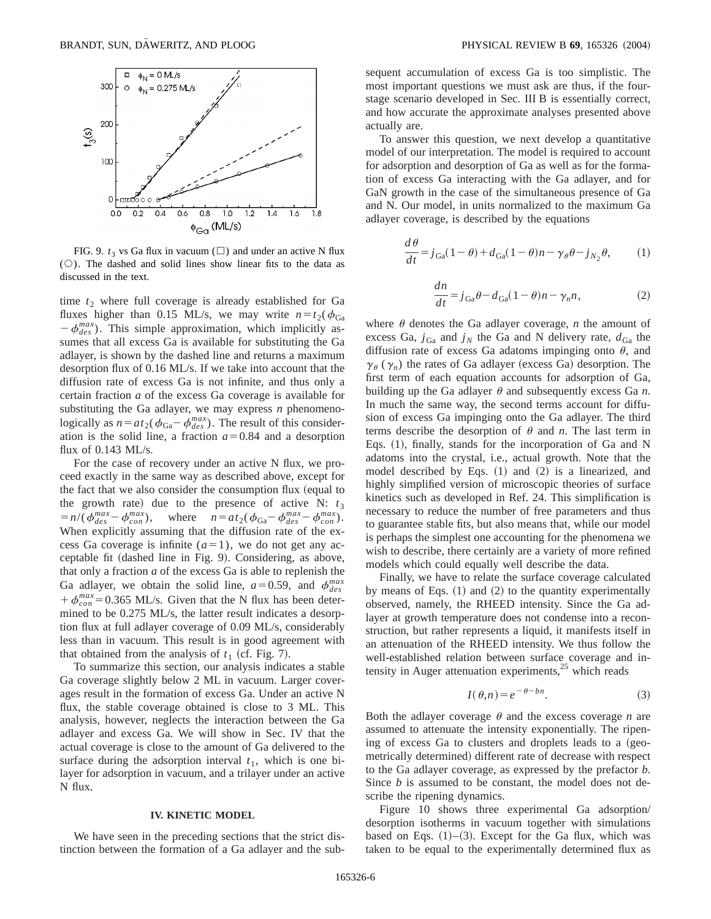□ $\phi_N$ = 0 ML/s
○ $\phi_N$ = 0.275 ML/s

$t_3$(s)

300
200
100
0

0.0 0.2 0.4 0.6 0.8 1.0 1.2 1.4 1.6 1.8

$\phi_{Ga}$ (ML/s)

FIG. 9. $t_3$ vs Ga flux in vacuum (□) and under an active N flux (○). The dashed and solid lines show linear fits to the data as discussed in the text.

time $t_2$ where full coverage is already established for Ga fluxes higher than 0.15 ML/s, we may write $n = t_2(\phi_{\mathrm{Ga}} - \phi_{des}^{max})$. This simple approximation, which implicitly assumes that all excess Ga is available for substituting the Ga adlayer, is shown by the dashed line and returns a maximum desorption flux of 0.16 ML/s. If we take into account that the diffusion rate of excess Ga is not infinite, and thus only a certain fraction $a$ of the excess Ga coverage is available for substituting the Ga adlayer, we may express $n$ phenomenologically as $n = a t_2(\phi_{\mathrm{Ga}} - \phi_{des}^{max})$. The result of this consideration is the solid line, a fraction $a = 0.84$ and a desorption flux of 0.143 ML/s.

For the case of recovery under an active N flux, we proceed exactly in the same way as described above, except for the fact that we also consider the consumption flux (equal to the growth rate) due to the presence of active N: $t_3 = n/(\phi_{des}^{max} - \phi_{con}^{max})$, where $n = a t_2(\phi_{\mathrm{Ga}} - \phi_{des}^{max} - \phi_{con}^{max})$. When explicitly assuming that the diffusion rate of the excess Ga coverage is infinite ($a = 1$), we do not get any acceptable fit (dashed line in Fig. 9). Considering, as above, that only a fraction $a$ of the excess Ga is able to replenish the Ga adlayer, we obtain the solid line, $a = 0.59$, and $\phi_{des}^{max} + \phi_{con}^{max} = 0.365$ ML/s. Given that the N flux has been determined to be 0.275 ML/s, the latter result indicates a desorption flux at full adlayer coverage of 0.09 ML/s, considerably less than in vacuum. This result is in good agreement with that obtained from the analysis of $t_1$ (cf. Fig. 7).

To summarize this section, our analysis indicates a stable Ga coverage slightly below 2 ML in vacuum. Larger coverages result in the formation of excess Ga. Under an active N flux, the stable coverage obtained is close to 3 ML. This analysis, however, neglects the interaction between the Ga adlayer and excess Ga. We will show in Sec. IV that the actual coverage is close to the amount of Ga delivered to the surface during the adsorption interval $t_1$, which is one bilayer for adsorption in vacuum, and a trilayer under an active N flux.

## IV. KINETIC MODEL

We have seen in the preceding sections that the strict distinction between the formation of a Ga adlayer and the subsequent accumulation of excess Ga is too simplistic. The most important questions we must ask are thus, if the four-stage scenario developed in Sec. III B is essentially correct, and how accurate the approximate analyses presented above actually are.

To answer this question, we next develop a quantitative model of our interpretation. The model is required to account for adsorption and desorption of Ga as well as for the formation of excess Ga interacting with the Ga adlayer, and for GaN growth in the case of the simultaneous presence of Ga and N. Our model, in units normalized to the maximum Ga adlayer coverage, is described by the equations

$$\frac{d\theta}{dt} = j_{\mathrm{Ga}}(1-\theta) + d_{\mathrm{Ga}}(1-\theta)n - \gamma_\theta \theta - j_{N_2}\theta, \qquad (1)$$

$$\frac{dn}{dt} = j_{\mathrm{Ga}}\theta - d_{\mathrm{Ga}}(1-\theta)n - \gamma_n n, \qquad (2)$$

where $\theta$ denotes the Ga adlayer coverage, $n$ the amount of excess Ga, $j_{\mathrm{Ga}}$ and $j_N$ the Ga and N delivery rate, $d_{\mathrm{Ga}}$ the diffusion rate of excess Ga adatoms impinging onto $\theta$, and $\gamma_\theta$ ($\gamma_n$) the rates of Ga adlayer (excess Ga) desorption. The first term of each equation accounts for adsorption of Ga, building up the Ga adlayer $\theta$ and subsequently excess Ga $n$. In much the same way, the second terms account for diffusion of excess Ga impinging onto the Ga adlayer. The third terms describe the desorption of $\theta$ and $n$. The last term in Eqs. (1), finally, stands for the incorporation of Ga and N adatoms into the crystal, i.e., actual growth. Note that the model described by Eqs. (1) and (2) is a linearized, and highly simplified version of microscopic theories of surface kinetics such as developed in Ref. 24. This simplification is necessary to reduce the number of free parameters and thus to guarantee stable fits, but also means that, while our model is perhaps the simplest one accounting for the phenomena we wish to describe, there certainly are a variety of more refined models which could equally well describe the data.

Finally, we have to relate the surface coverage calculated by means of Eqs. (1) and (2) to the quantity experimentally observed, namely, the RHEED intensity. Since the Ga adlayer at growth temperature does not condense into a reconstruction, but rather represents a liquid, it manifests itself in an attenuation of the RHEED intensity. We thus follow the well-established relation between surface coverage and intensity in Auger attenuation experiments,[25] which reads

$$I(\theta,n) = e^{-\theta - bn}. \qquad (3)$$

Both the adlayer coverage $\theta$ and the excess coverage $n$ are assumed to attenuate the intensity exponentially. The ripening of excess Ga to clusters and droplets leads to a (geometrically determined) different rate of decrease with respect to the Ga adlayer coverage, as expressed by the prefactor $b$. Since $b$ is assumed to be constant, the model does not describe the ripening dynamics.

Figure 10 shows three experimental Ga adsorption/desorption isotherms in vacuum together with simulations based on Eqs. (1)–(3). Except for the Ga flux, which was taken to be equal to the experimentally determined flux as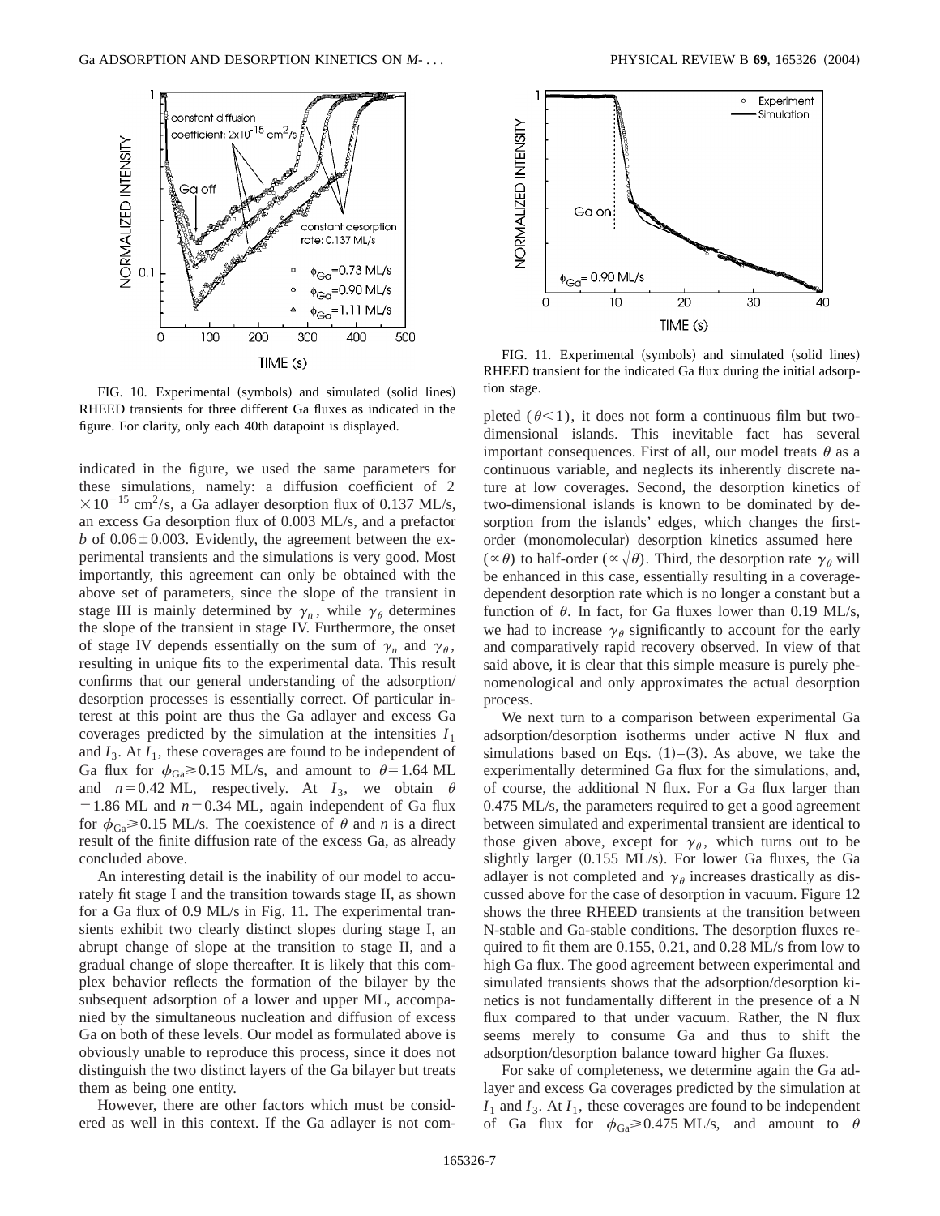FIG. 10. Experimental (symbols) and simulated (solid lines) RHEED transients for three different Ga fluxes as indicated in the figure. For clarity, only each 40th datapoint is displayed.

FIG. 11. Experimental (symbols) and simulated (solid lines) RHEED transient for the indicated Ga flux during the initial adsorption stage.

indicated in the figure, we used the same parameters for these simulations, namely: a diffusion coefficient of $2 \times 10^{-15}$ cm$^2$/s, a Ga adlayer desorption flux of 0.137 ML/s, an excess Ga desorption flux of 0.003 ML/s, and a prefactor $b$ of $0.06 \pm 0.003$. Evidently, the agreement between the experimental transients and the simulations is very good. Most importantly, this agreement can only be obtained with the above set of parameters, since the slope of the transient in stage III is mainly determined by $\gamma_n$, while $\gamma_\theta$ determines the slope of the transient in stage IV. Furthermore, the onset of stage IV depends essentially on the sum of $\gamma_n$ and $\gamma_\theta$, resulting in unique fits to the experimental data. This result confirms that our general understanding of the adsorption/desorption processes is essentially correct. Of particular interest at this point are thus the Ga adlayer and excess Ga coverages predicted by the simulation at the intensities $I_1$ and $I_3$. At $I_1$, these coverages are found to be independent of Ga flux for $\phi_{\mathrm{Ga}} \geqslant 0.15$ ML/s, and amount to $\theta = 1.64$ ML and $n = 0.42$ ML, respectively. At $I_3$, we obtain $\theta = 1.86$ ML and $n = 0.34$ ML, again independent of Ga flux for $\phi_{\mathrm{Ga}} \geqslant 0.15$ ML/s. The coexistence of $\theta$ and $n$ is a direct result of the finite diffusion rate of the excess Ga, as already concluded above.

An interesting detail is the inability of our model to accurately fit stage I and the transition towards stage II, as shown for a Ga flux of 0.9 ML/s in Fig. 11. The experimental transients exhibit two clearly distinct slopes during stage I, an abrupt change of slope at the transition to stage II, and a gradual change of slope thereafter. It is likely that this complex behavior reflects the formation of the bilayer by the subsequent adsorption of a lower and upper ML, accompanied by the simultaneous nucleation and diffusion of excess Ga on both of these levels. Our model as formulated above is obviously unable to reproduce this process, since it does not distinguish the two distinct layers of the Ga bilayer but treats them as being one entity.

However, there are other factors which must be considered as well in this context. If the Ga adlayer is not completed ($\theta < 1$), it does not form a continuous film but two-dimensional islands. This inevitable fact has several important consequences. First of all, our model treats $\theta$ as a continuous variable, and neglects its inherently discrete nature at low coverages. Second, the desorption kinetics of two-dimensional islands is known to be dominated by desorption from the islands' edges, which changes the first-order (monomolecular) desorption kinetics assumed here ($\propto \theta$) to half-order ($\propto \sqrt{\theta}$). Third, the desorption rate $\gamma_\theta$ will be enhanced in this case, essentially resulting in a coverage-dependent desorption rate which is no longer a constant but a function of $\theta$. In fact, for Ga fluxes lower than 0.19 ML/s, we had to increase $\gamma_\theta$ significantly to account for the early and comparatively rapid recovery observed. In view of that said above, it is clear that this simple measure is purely phenomenological and only approximates the actual desorption process.

We next turn to a comparison between experimental Ga adsorption/desorption isotherms under active N flux and simulations based on Eqs. (1)–(3). As above, we take the experimentally determined Ga flux for the simulations, and, of course, the additional N flux. For a Ga flux larger than 0.475 ML/s, the parameters required to get a good agreement between simulated and experimental transient are identical to those given above, except for $\gamma_\theta$, which turns out to be slightly larger (0.155 ML/s). For lower Ga fluxes, the Ga adlayer is not completed and $\gamma_\theta$ increases drastically as discussed above for the case of desorption in vacuum. Figure 12 shows the three RHEED transients at the transition between N-stable and Ga-stable conditions. The desorption fluxes required to fit them are 0.155, 0.21, and 0.28 ML/s from low to high Ga flux. The good agreement between experimental and simulated transients shows that the adsorption/desorption kinetics is not fundamentally different in the presence of a N flux compared to that under vacuum. Rather, the N flux seems merely to consume Ga and thus to shift the adsorption/desorption balance toward higher Ga fluxes.

For sake of completeness, we determine again the Ga adlayer and excess Ga coverages predicted by the simulation at $I_1$ and $I_3$. At $I_1$, these coverages are found to be independent of Ga flux for $\phi_{\mathrm{Ga}} \geqslant 0.475$ ML/s, and amount to $\theta$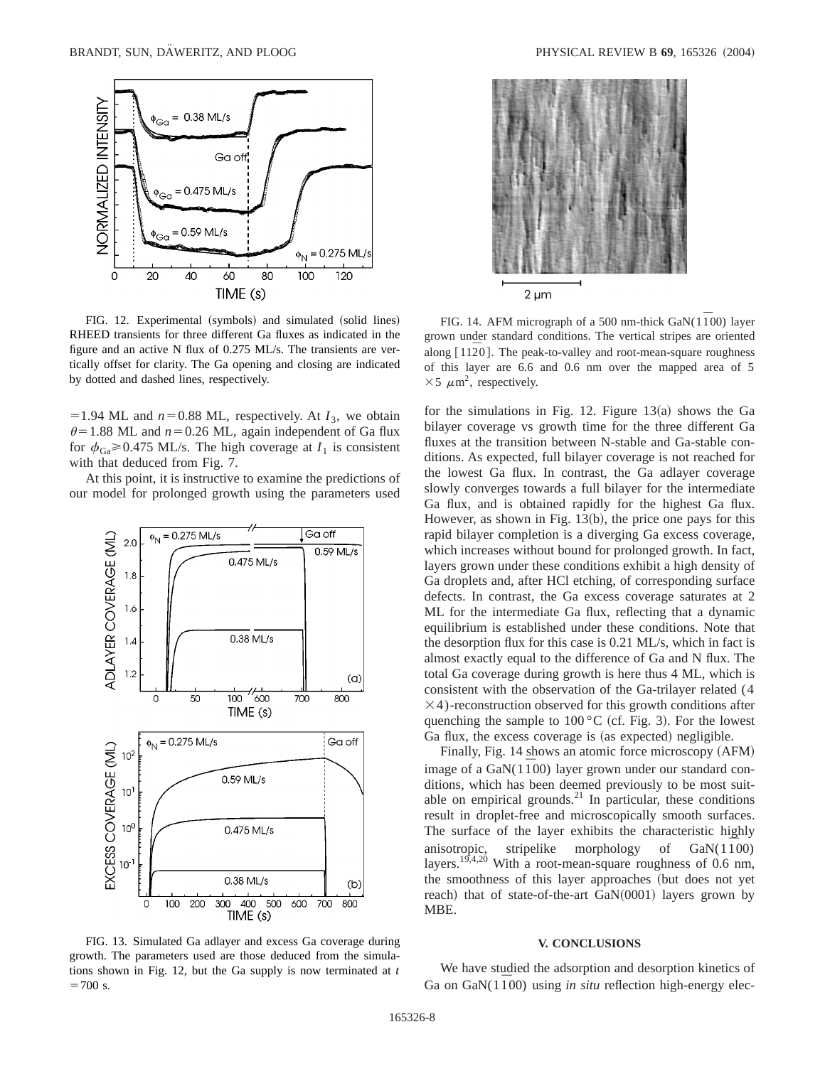NORMALIZED INTENSITY

$\phi_{Ga}$ = 0.38 ML/s

Ga off

$\phi_{Ga}$ = 0.475 ML/s

$\phi_{Ga}$ = 0.59 ML/s

$\phi_N$ = 0.275 ML/s

0 20 40 60 80 100 120

TIME (s)

FIG. 12. Experimental (symbols) and simulated (solid lines) RHEED transients for three different Ga fluxes as indicated in the figure and an active N flux of 0.275 ML/s. The transients are vertically offset for clarity. The Ga opening and closing are indicated by dotted and dashed lines, respectively.

2 μm

FIG. 14. AFM micrograph of a 500 nm-thick GaN($1\bar{1}00$) layer grown under standard conditions. The vertical stripes are oriented along [$11\bar{2}0$]. The peak-to-valley and root-mean-square roughness of this layer are 6.6 and 0.6 nm over the mapped area of $5 \times 5$ $\mu m^2$, respectively.

$=1.94$ ML and $n=0.88$ ML, respectively. At $I_3$, we obtain $\theta=1.88$ ML and $n=0.26$ ML, again independent of Ga flux for $\phi_{Ga} \geq 0.475$ ML/s. The high coverage at $I_1$ is consistent with that deduced from Fig. 7.

At this point, it is instructive to examine the predictions of our model for prolonged growth using the parameters used for the simulations in Fig. 12. Figure 13(a) shows the Ga bilayer coverage vs growth time for the three different Ga fluxes at the transition between N-stable and Ga-stable conditions. As expected, full bilayer coverage is not reached for the lowest Ga flux. In contrast, the Ga adlayer coverage slowly converges towards a full bilayer for the intermediate Ga flux, and is obtained rapidly for the highest Ga flux. However, as shown in Fig. 13(b), the price one pays for this rapid bilayer completion is a diverging Ga excess coverage, which increases without bound for prolonged growth. In fact, layers grown under these conditions exhibit a high density of Ga droplets and, after HCl etching, of corresponding surface defects. In contrast, the Ga excess coverage saturates at 2 ML for the intermediate Ga flux, reflecting that a dynamic equilibrium is established under these conditions. Note that the desorption flux for this case is 0.21 ML/s, which in fact is almost exactly equal to the difference of Ga and N flux. The total Ga coverage during growth is here thus 4 ML, which is consistent with the observation of the Ga-trilayer related $(4 \times 4)$-reconstruction observed for this growth conditions after quenching the sample to 100 °C (cf. Fig. 3). For the lowest Ga flux, the excess coverage is (as expected) negligible.

$\phi_N$ = 0.275 ML/s

Ga off

0.59 ML/s

0.475 ML/s

0.38 ML/s

(a)

ADLAYER COVERAGE (ML)

2.0 1.8 1.6 1.4 1.2

0 50 100 600 700 800

TIME (s)

$\phi_N$ = 0.275 ML/s

Ga off

0.59 ML/s

0.475 ML/s

0.38 ML/s

(b)

EXCESS COVERAGE (ML)

$10^2$ $10^1$ $10^0$ $10^{-1}$

0 100 200 300 400 500 600 700 800

TIME (s)

FIG. 13. Simulated Ga adlayer and excess Ga coverage during growth. The parameters used are those deduced from the simulations shown in Fig. 12, but the Ga supply is now terminated at $t = 700$ s.

Finally, Fig. 14 shows an atomic force microscopy (AFM) image of a GaN($1\bar{1}00$) layer grown under our standard conditions, which has been deemed previously to be most suitable on empirical grounds.[21] In particular, these conditions result in droplet-free and microscopically smooth surfaces. The surface of the layer exhibits the characteristic highly anisotropic, stripelike morphology of GaN($1\bar{1}00$) layers.[19,4,20] With a root-mean-square roughness of 0.6 nm, the smoothness of this layer approaches (but does not yet reach) that of state-of-the-art GaN(0001) layers grown by MBE.

## V. CONCLUSIONS

We have studied the adsorption and desorption kinetics of Ga on GaN($1\bar{1}00$) using *in situ* reflection high-energy elec-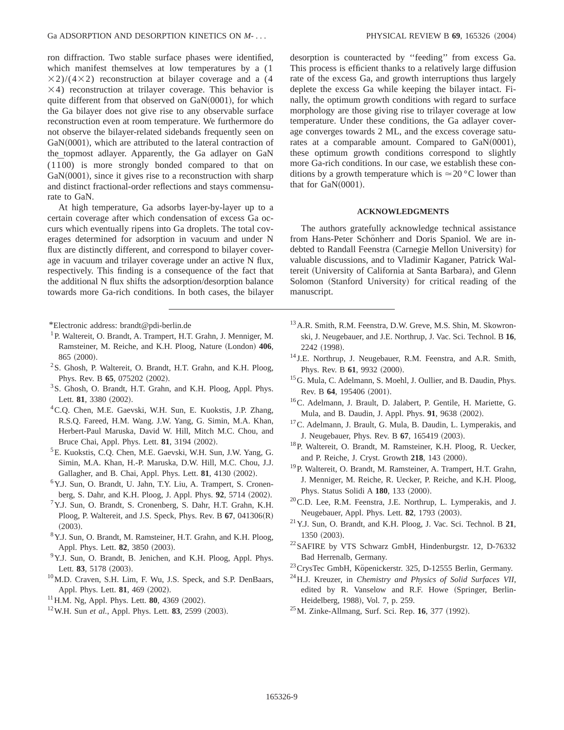ron diffraction. Two stable surface phases were identified, which manifest themselves at low temperatures by a $(1 \times 2)/(4 \times 2)$ reconstruction at bilayer coverage and a $(4 \times 4)$ reconstruction at trilayer coverage. This behavior is quite different from that observed on GaN(0001), for which the Ga bilayer does not give rise to any observable surface reconstruction even at room temperature. We furthermore do not observe the bilayer-related sidebands frequently seen on GaN(0001), which are attributed to the lateral contraction of the topmost adlayer. Apparently, the Ga adlayer on GaN $(1\bar{1}00)$ is more strongly bonded compared to that on GaN(0001), since it gives rise to a reconstruction with sharp and distinct fractional-order reflections and stays commensurate to GaN.

At high temperature, Ga adsorbs layer-by-layer up to a certain coverage after which condensation of excess Ga occurs which eventually ripens into Ga droplets. The total coverages determined for adsorption in vacuum and under N flux are distinctly different, and correspond to bilayer coverage in vacuum and trilayer coverage under an active N flux, respectively. This finding is a consequence of the fact that the additional N flux shifts the adsorption/desorption balance towards more Ga-rich conditions. In both cases, the bilayer desorption is counteracted by "feeding" from excess Ga. This process is efficient thanks to a relatively large diffusion rate of the excess Ga, and growth interruptions thus largely deplete the excess Ga while keeping the bilayer intact. Finally, the optimum growth conditions with regard to surface morphology are those giving rise to trilayer coverage at low temperature. Under these conditions, the Ga adlayer coverage converges towards 2 ML, and the excess coverage saturates at a comparable amount. Compared to GaN(0001), these optimum growth conditions correspond to slightly more Ga-rich conditions. In our case, we establish these conditions by a growth temperature which is $\simeq 20\,^{\circ}\mathrm{C}$ lower than that for GaN(0001).

## ACKNOWLEDGMENTS

The authors gratefully acknowledge technical assistance from Hans-Peter Schönherr and Doris Spaniol. We are indebted to Randall Feenstra (Carnegie Mellon University) for valuable discussions, and to Vladimir Kaganer, Patrick Waltereit (University of California at Santa Barbara), and Glenn Solomon (Stanford University) for critical reading of the manuscript.

---

*Electronic address: brandt@pdi-berlin.de

[1] P. Waltereit, O. Brandt, A. Trampert, H.T. Grahn, J. Menniger, M. Ramsteiner, M. Reiche, and K.H. Ploog, Nature (London) **406**, 865 (2000).

[2] S. Ghosh, P. Waltereit, O. Brandt, H.T. Grahn, and K.H. Ploog, Phys. Rev. B **65**, 075202 (2002).

[3] S. Ghosh, O. Brandt, H.T. Grahn, and K.H. Ploog, Appl. Phys. Lett. **81**, 3380 (2002).

[4] C.Q. Chen, M.E. Gaevski, W.H. Sun, E. Kuokstis, J.P. Zhang, R.S.Q. Fareed, H.M. Wang. J.W. Yang, G. Simin, M.A. Khan, Herbert-Paul Maruska, David W. Hill, Mitch M.C. Chou, and Bruce Chai, Appl. Phys. Lett. **81**, 3194 (2002).

[5] E. Kuokstis, C.Q. Chen, M.E. Gaevski, W.H. Sun, J.W. Yang, G. Simin, M.A. Khan, H.-P. Maruska, D.W. Hill, M.C. Chou, J.J. Gallagher, and B. Chai, Appl. Phys. Lett. **81**, 4130 (2002).

[6] Y.J. Sun, O. Brandt, U. Jahn, T.Y. Liu, A. Trampert, S. Cronenberg, S. Dahr, and K.H. Ploog, J. Appl. Phys. **92**, 5714 (2002).

[7] Y.J. Sun, O. Brandt, S. Cronenberg, S. Dahr, H.T. Grahn, K.H. Ploog, P. Waltereit, and J.S. Speck, Phys. Rev. B **67**, 041306(R) (2003).

[8] Y.J. Sun, O. Brandt, M. Ramsteiner, H.T. Grahn, and K.H. Ploog, Appl. Phys. Lett. **82**, 3850 (2003).

[9] Y.J. Sun, O. Brandt, B. Jenichen, and K.H. Ploog, Appl. Phys. Lett. **83**, 5178 (2003).

[10] M.D. Craven, S.H. Lim, F. Wu, J.S. Speck, and S.P. DenBaars, Appl. Phys. Lett. **81**, 469 (2002).

[11] H.M. Ng, Appl. Phys. Lett. **80**, 4369 (2002).

[12] W.H. Sun *et al.*, Appl. Phys. Lett. **83**, 2599 (2003).

[13] A.R. Smith, R.M. Feenstra, D.W. Greve, M.S. Shin, M. Skowronski, J. Neugebauer, and J.E. Northrup, J. Vac. Sci. Technol. B **16**, 2242 (1998).

[14] J.E. Northrup, J. Neugebauer, R.M. Feenstra, and A.R. Smith, Phys. Rev. B **61**, 9932 (2000).

[15] G. Mula, C. Adelmann, S. Moehl, J. Oullier, and B. Daudin, Phys. Rev. B **64**, 195406 (2001).

[16] C. Adelmann, J. Brault, D. Jalabert, P. Gentile, H. Mariette, G. Mula, and B. Daudin, J. Appl. Phys. **91**, 9638 (2002).

[17] C. Adelmann, J. Brault, G. Mula, B. Daudin, L. Lymperakis, and J. Neugebauer, Phys. Rev. B **67**, 165419 (2003).

[18] P. Waltereit, O. Brandt, M. Ramsteiner, K.H. Ploog, R. Uecker, and P. Reiche, J. Cryst. Growth **218**, 143 (2000).

[19] P. Waltereit, O. Brandt, M. Ramsteiner, A. Trampert, H.T. Grahn, J. Menniger, M. Reiche, R. Uecker, P. Reiche, and K.H. Ploog, Phys. Status Solidi A **180**, 133 (2000).

[20] C.D. Lee, R.M. Feenstra, J.E. Northrup, L. Lymperakis, and J. Neugebauer, Appl. Phys. Lett. **82**, 1793 (2003).

[21] Y.J. Sun, O. Brandt, and K.H. Ploog, J. Vac. Sci. Technol. B **21**, 1350 (2003).

[22] SAFIRE by VTS Schwarz GmbH, Hindenburgstr. 12, D-76332 Bad Herrenalb, Germany.

[23] CrysTec GmbH, Köpenickerstr. 325, D-12555 Berlin, Germany.

[24] H.J. Kreuzer, in *Chemistry and Physics of Solid Surfaces VII*, edited by R. Vanselow and R.F. Howe (Springer, Berlin-Heidelberg, 1988), Vol. 7, p. 259.

[25] M. Zinke-Allmang, Surf. Sci. Rep. **16**, 377 (1992).